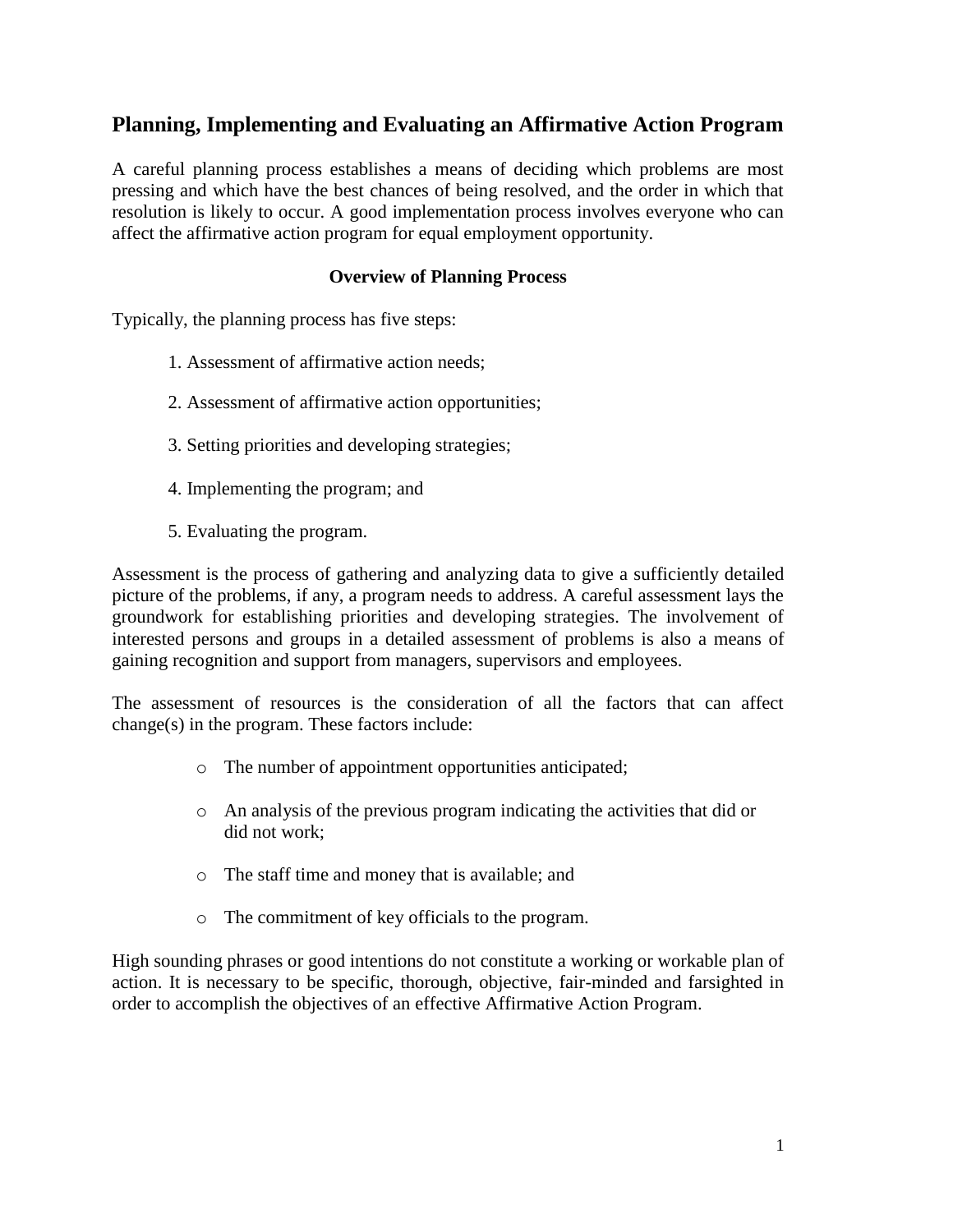# Planning, Implementing and Evaluating an Affirmative Action Program

A careful planning process establishes a means of deciding which problems are most pressing and which have the best chances of being resolved, and the order in which that resolution is likely to occur. A good implementation process involves everyone who can affect the affirmative action program for equal employment opportunity.

## Overview of Planning Process

Typically, the planning process has five steps:

1. Assessment of affirmative action needs;
2. Assessment of affirmative action opportunities;
3. Setting priorities and developing strategies;
4. Implementing the program; and
5. Evaluating the program.

Assessment is the process of gathering and analyzing data to give a sufficiently detailed picture of the problems, if any, a program needs to address. A careful assessment lays the groundwork for establishing priorities and developing strategies. The involvement of interested persons and groups in a detailed assessment of problems is also a means of gaining recognition and support from managers, supervisors and employees.

The assessment of resources is the consideration of all the factors that can affect change(s) in the program. These factors include:

- The number of appointment opportunities anticipated;
- An analysis of the previous program indicating the activities that did or did not work;
- The staff time and money that is available; and
- The commitment of key officials to the program.

High sounding phrases or good intentions do not constitute a working or workable plan of action. It is necessary to be specific, thorough, objective, fair-minded and farsighted in order to accomplish the objectives of an effective Affirmative Action Program.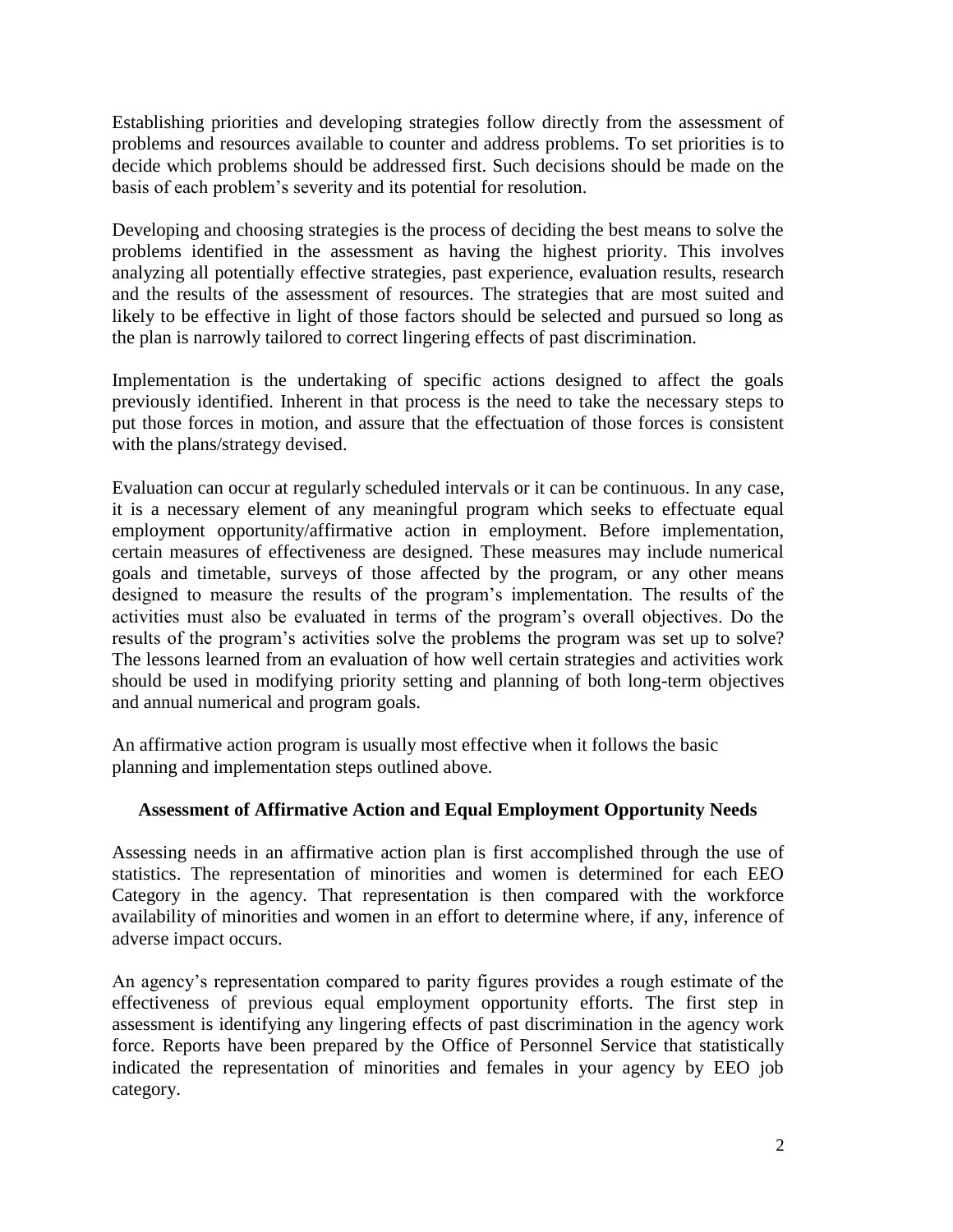Establishing priorities and developing strategies follow directly from the assessment of problems and resources available to counter and address problems. To set priorities is to decide which problems should be addressed first. Such decisions should be made on the basis of each problem's severity and its potential for resolution.

Developing and choosing strategies is the process of deciding the best means to solve the problems identified in the assessment as having the highest priority. This involves analyzing all potentially effective strategies, past experience, evaluation results, research and the results of the assessment of resources. The strategies that are most suited and likely to be effective in light of those factors should be selected and pursued so long as the plan is narrowly tailored to correct lingering effects of past discrimination.

Implementation is the undertaking of specific actions designed to affect the goals previously identified. Inherent in that process is the need to take the necessary steps to put those forces in motion, and assure that the effectuation of those forces is consistent with the plans/strategy devised.

Evaluation can occur at regularly scheduled intervals or it can be continuous. In any case, it is a necessary element of any meaningful program which seeks to effectuate equal employment opportunity/affirmative action in employment. Before implementation, certain measures of effectiveness are designed. These measures may include numerical goals and timetable, surveys of those affected by the program, or any other means designed to measure the results of the program's implementation. The results of the activities must also be evaluated in terms of the program's overall objectives. Do the results of the program's activities solve the problems the program was set up to solve? The lessons learned from an evaluation of how well certain strategies and activities work should be used in modifying priority setting and planning of both long-term objectives and annual numerical and program goals.

An affirmative action program is usually most effective when it follows the basic planning and implementation steps outlined above.

### Assessment of Affirmative Action and Equal Employment Opportunity Needs

Assessing needs in an affirmative action plan is first accomplished through the use of statistics. The representation of minorities and women is determined for each EEO Category in the agency. That representation is then compared with the workforce availability of minorities and women in an effort to determine where, if any, inference of adverse impact occurs.

An agency's representation compared to parity figures provides a rough estimate of the effectiveness of previous equal employment opportunity efforts. The first step in assessment is identifying any lingering effects of past discrimination in the agency work force. Reports have been prepared by the Office of Personnel Service that statistically indicated the representation of minorities and females in your agency by EEO job category.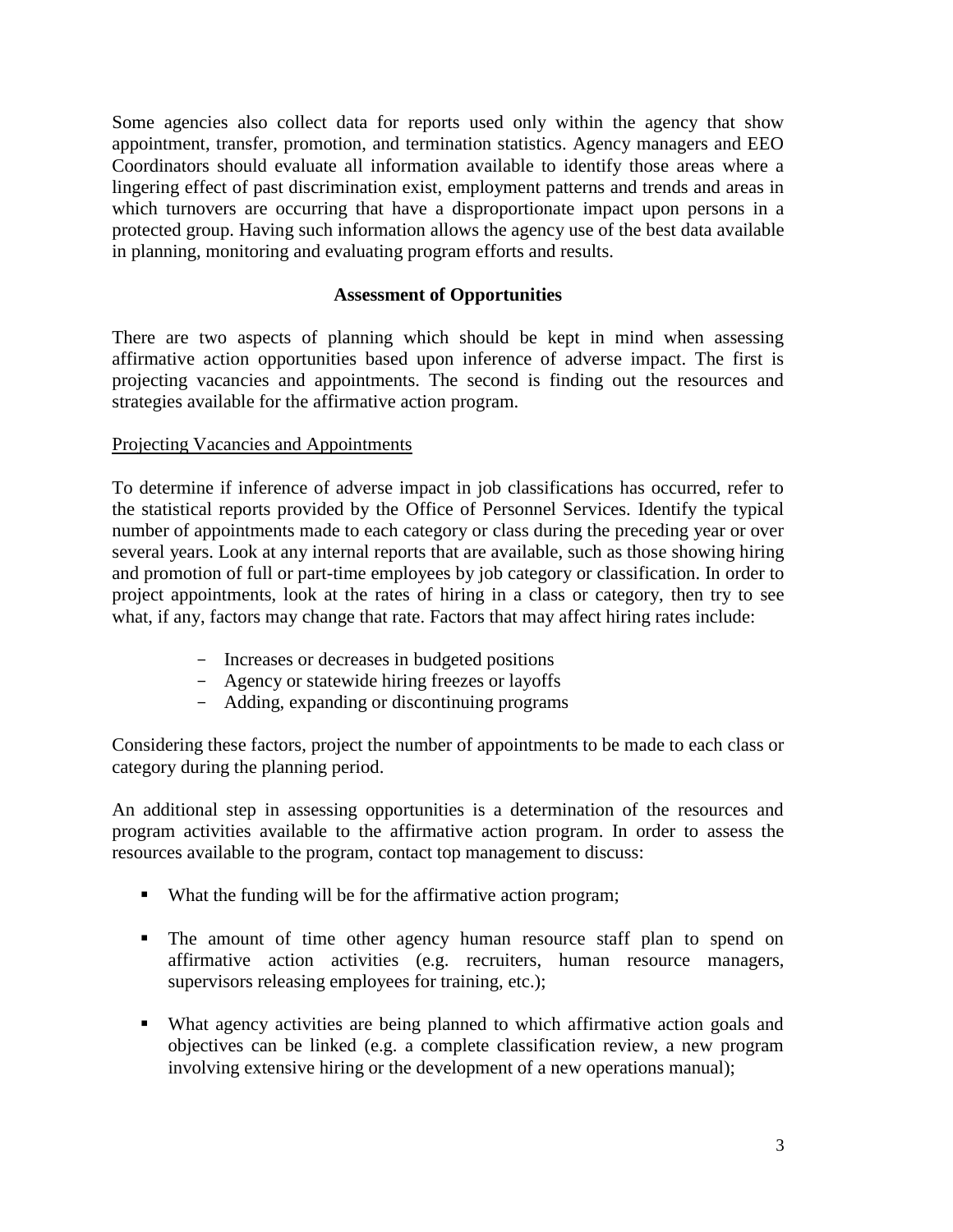Some agencies also collect data for reports used only within the agency that show appointment, transfer, promotion, and termination statistics. Agency managers and EEO Coordinators should evaluate all information available to identify those areas where a lingering effect of past discrimination exist, employment patterns and trends and areas in which turnovers are occurring that have a disproportionate impact upon persons in a protected group. Having such information allows the agency use of the best data available in planning, monitoring and evaluating program efforts and results.

## Assessment of Opportunities

There are two aspects of planning which should be kept in mind when assessing affirmative action opportunities based upon inference of adverse impact. The first is projecting vacancies and appointments. The second is finding out the resources and strategies available for the affirmative action program.

### Projecting Vacancies and Appointments

To determine if inference of adverse impact in job classifications has occurred, refer to the statistical reports provided by the Office of Personnel Services. Identify the typical number of appointments made to each category or class during the preceding year or over several years. Look at any internal reports that are available, such as those showing hiring and promotion of full or part-time employees by job category or classification. In order to project appointments, look at the rates of hiring in a class or category, then try to see what, if any, factors may change that rate. Factors that may affect hiring rates include:

- Increases or decreases in budgeted positions
- Agency or statewide hiring freezes or layoffs
- Adding, expanding or discontinuing programs

Considering these factors, project the number of appointments to be made to each class or category during the planning period.

An additional step in assessing opportunities is a determination of the resources and program activities available to the affirmative action program. In order to assess the resources available to the program, contact top management to discuss:

- What the funding will be for the affirmative action program;
- The amount of time other agency human resource staff plan to spend on affirmative action activities (e.g. recruiters, human resource managers, supervisors releasing employees for training, etc.);
- What agency activities are being planned to which affirmative action goals and objectives can be linked (e.g. a complete classification review, a new program involving extensive hiring or the development of a new operations manual);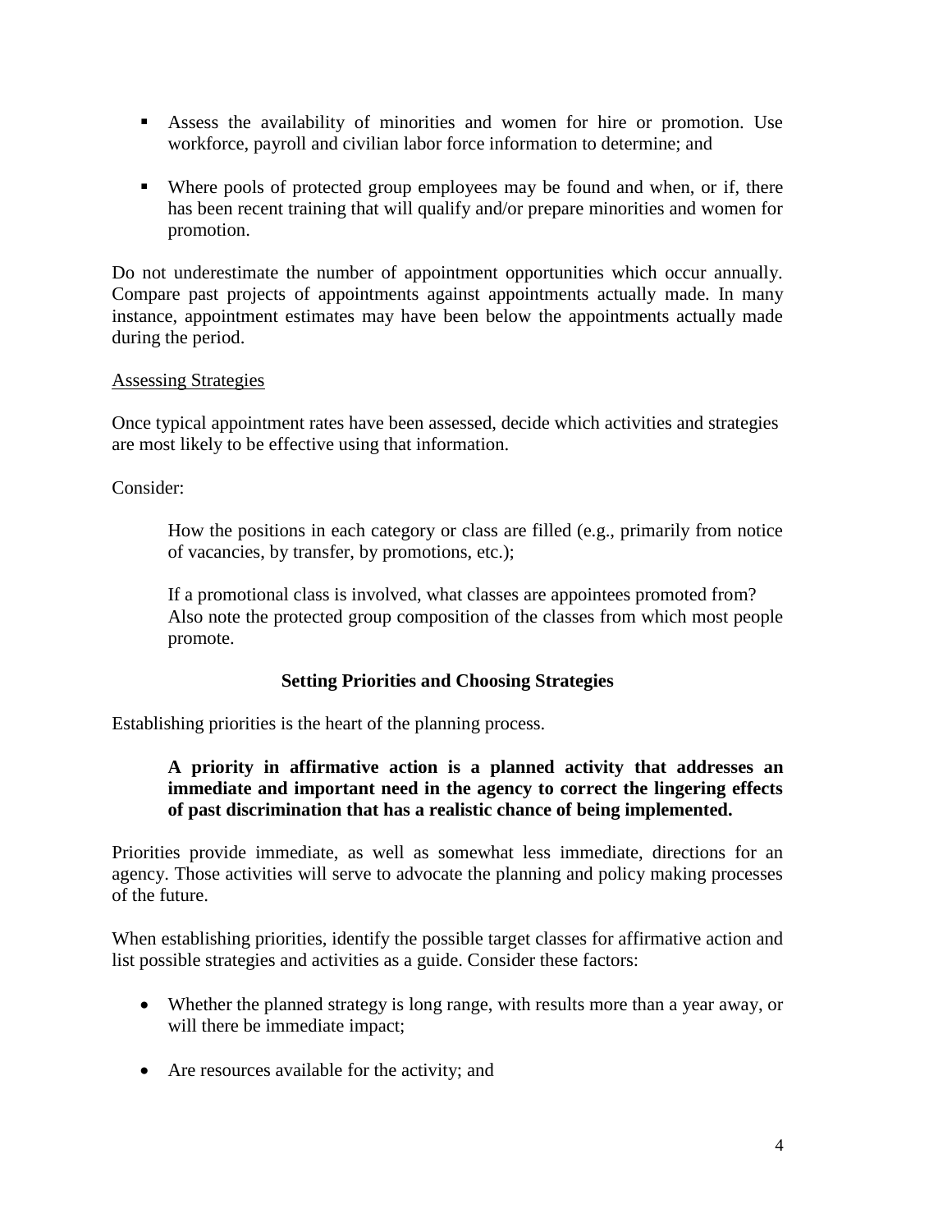- Assess the availability of minorities and women for hire or promotion. Use workforce, payroll and civilian labor force information to determine; and
- Where pools of protected group employees may be found and when, or if, there has been recent training that will qualify and/or prepare minorities and women for promotion.

Do not underestimate the number of appointment opportunities which occur annually. Compare past projects of appointments against appointments actually made. In many instance, appointment estimates may have been below the appointments actually made during the period.

<u>Assessing Strategies</u>

Once typical appointment rates have been assessed, decide which activities and strategies are most likely to be effective using that information.

Consider:

> How the positions in each category or class are filled (e.g., primarily from notice of vacancies, by transfer, by promotions, etc.);
>
> If a promotional class is involved, what classes are appointees promoted from? Also note the protected group composition of the classes from which most people promote.

### Setting Priorities and Choosing Strategies

Establishing priorities is the heart of the planning process.

> **A priority in affirmative action is a planned activity that addresses an immediate and important need in the agency to correct the lingering effects of past discrimination that has a realistic chance of being implemented.**

Priorities provide immediate, as well as somewhat less immediate, directions for an agency. Those activities will serve to advocate the planning and policy making processes of the future.

When establishing priorities, identify the possible target classes for affirmative action and list possible strategies and activities as a guide. Consider these factors:

- Whether the planned strategy is long range, with results more than a year away, or will there be immediate impact;
- Are resources available for the activity; and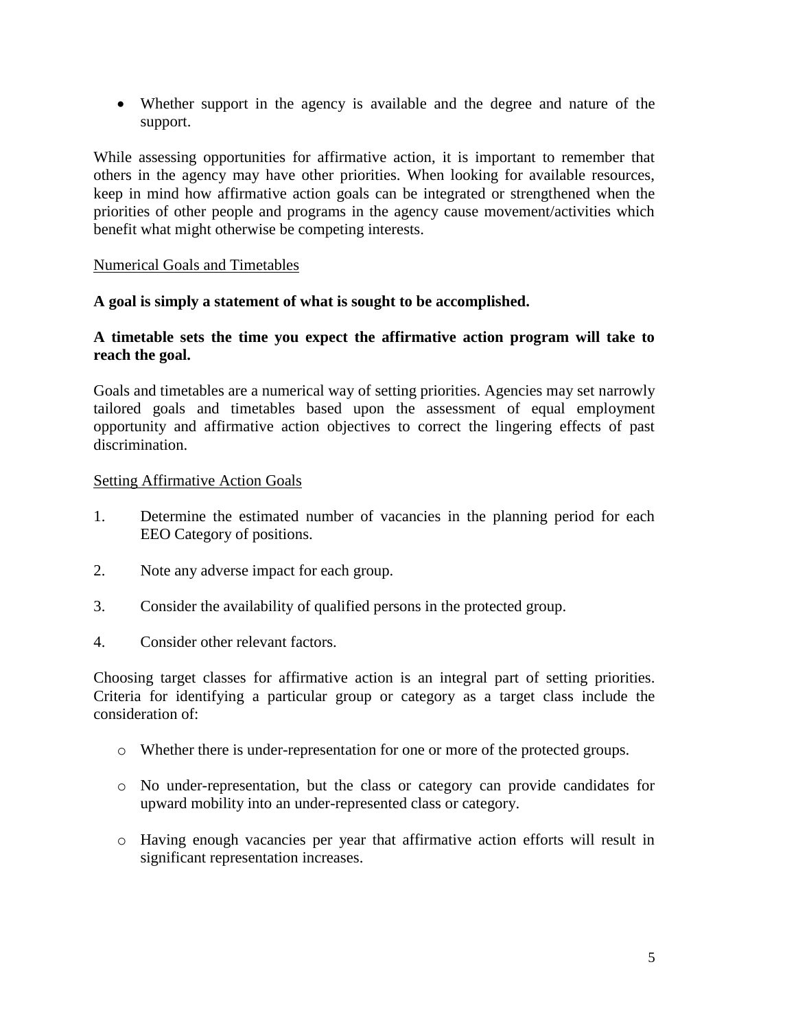- Whether support in the agency is available and the degree and nature of the support.

While assessing opportunities for affirmative action, it is important to remember that others in the agency may have other priorities. When looking for available resources, keep in mind how affirmative action goals can be integrated or strengthened when the priorities of other people and programs in the agency cause movement/activities which benefit what might otherwise be competing interests.

<u>Numerical Goals and Timetables</u>

**A goal is simply a statement of what is sought to be accomplished.**

**A timetable sets the time you expect the affirmative action program will take to reach the goal.**

Goals and timetables are a numerical way of setting priorities. Agencies may set narrowly tailored goals and timetables based upon the assessment of equal employment opportunity and affirmative action objectives to correct the lingering effects of past discrimination.

<u>Setting Affirmative Action Goals</u>

1. Determine the estimated number of vacancies in the planning period for each EEO Category of positions.

2. Note any adverse impact for each group.

3. Consider the availability of qualified persons in the protected group.

4. Consider other relevant factors.

Choosing target classes for affirmative action is an integral part of setting priorities. Criteria for identifying a particular group or category as a target class include the consideration of:

- Whether there is under-representation for one or more of the protected groups.

- No under-representation, but the class or category can provide candidates for upward mobility into an under-represented class or category.

- Having enough vacancies per year that affirmative action efforts will result in significant representation increases.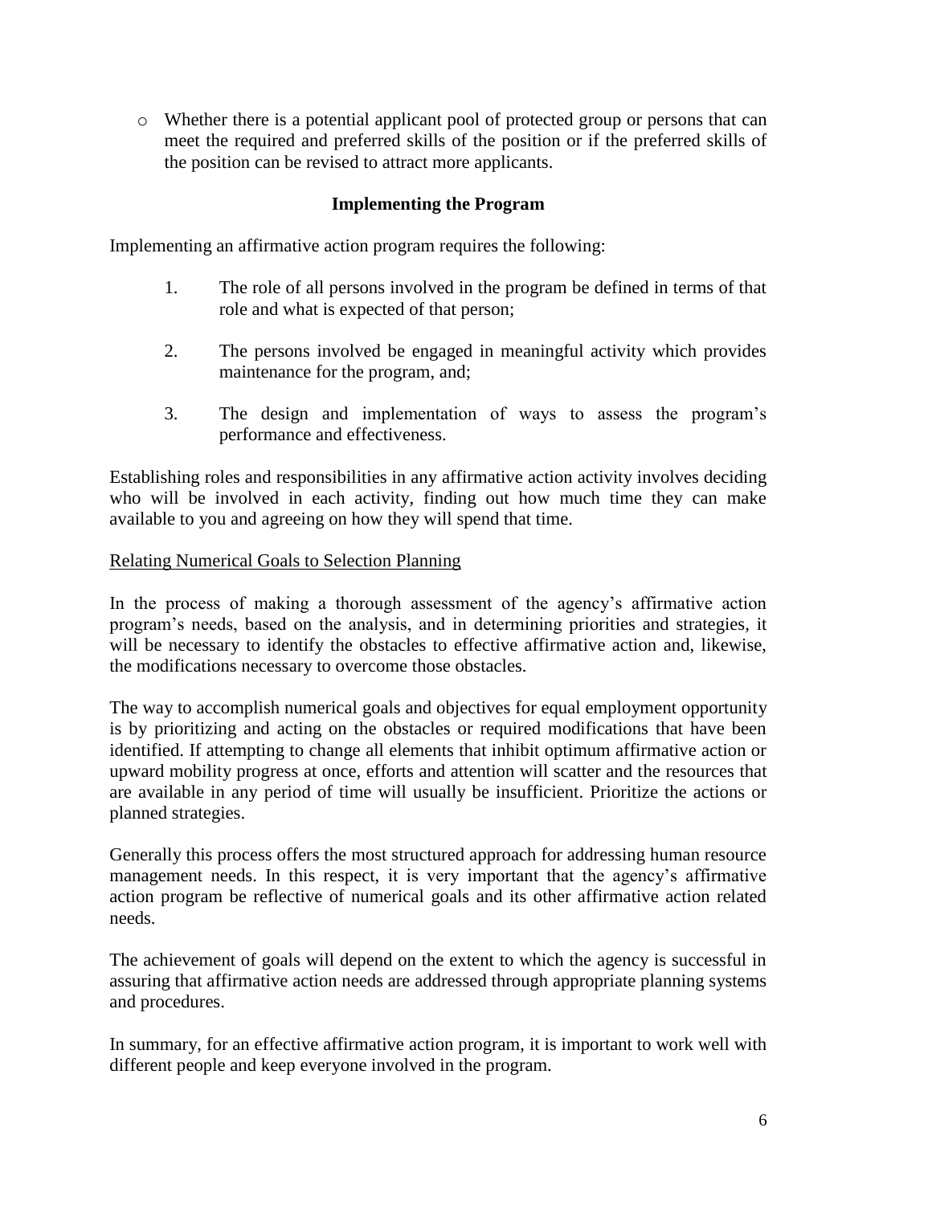- Whether there is a potential applicant pool of protected group or persons that can meet the required and preferred skills of the position or if the preferred skills of the position can be revised to attract more applicants.

## Implementing the Program

Implementing an affirmative action program requires the following:

1. The role of all persons involved in the program be defined in terms of that role and what is expected of that person;

2. The persons involved be engaged in meaningful activity which provides maintenance for the program, and;

3. The design and implementation of ways to assess the program's performance and effectiveness.

Establishing roles and responsibilities in any affirmative action activity involves deciding who will be involved in each activity, finding out how much time they can make available to you and agreeing on how they will spend that time.

### Relating Numerical Goals to Selection Planning

In the process of making a thorough assessment of the agency's affirmative action program's needs, based on the analysis, and in determining priorities and strategies, it will be necessary to identify the obstacles to effective affirmative action and, likewise, the modifications necessary to overcome those obstacles.

The way to accomplish numerical goals and objectives for equal employment opportunity is by prioritizing and acting on the obstacles or required modifications that have been identified. If attempting to change all elements that inhibit optimum affirmative action or upward mobility progress at once, efforts and attention will scatter and the resources that are available in any period of time will usually be insufficient. Prioritize the actions or planned strategies.

Generally this process offers the most structured approach for addressing human resource management needs. In this respect, it is very important that the agency's affirmative action program be reflective of numerical goals and its other affirmative action related needs.

The achievement of goals will depend on the extent to which the agency is successful in assuring that affirmative action needs are addressed through appropriate planning systems and procedures.

In summary, for an effective affirmative action program, it is important to work well with different people and keep everyone involved in the program.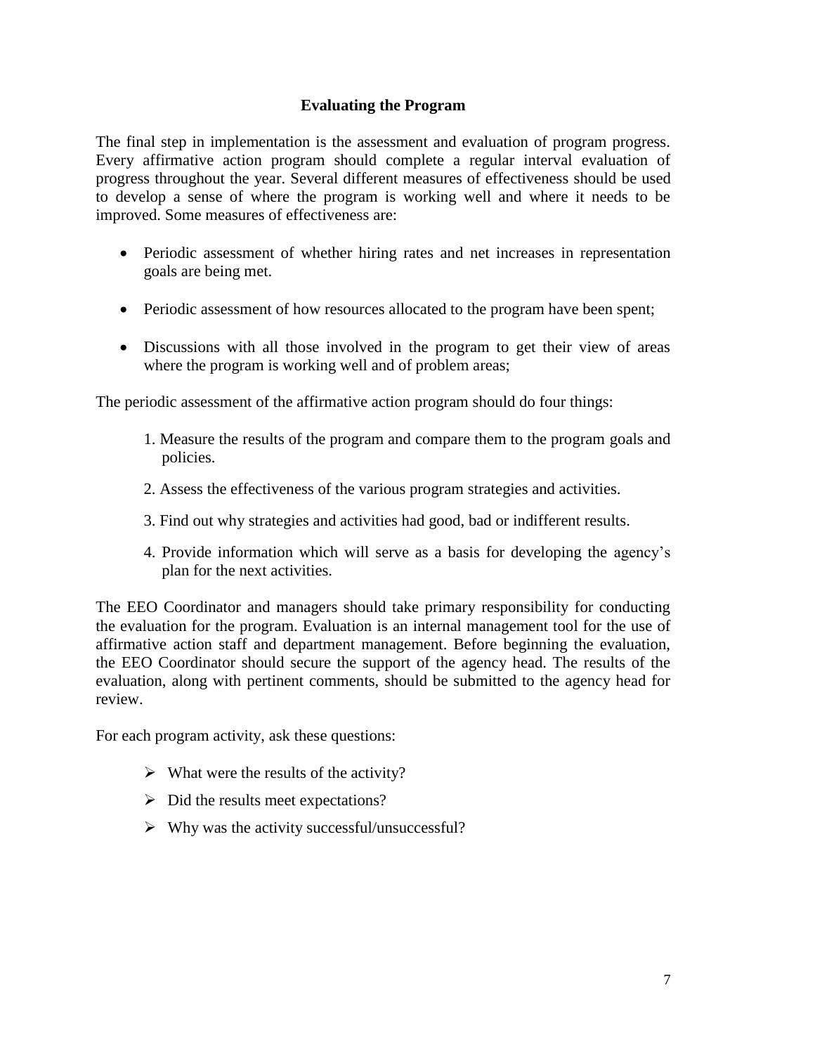## Evaluating the Program

The final step in implementation is the assessment and evaluation of program progress. Every affirmative action program should complete a regular interval evaluation of progress throughout the year. Several different measures of effectiveness should be used to develop a sense of where the program is working well and where it needs to be improved. Some measures of effectiveness are:

- Periodic assessment of whether hiring rates and net increases in representation goals are being met.
- Periodic assessment of how resources allocated to the program have been spent;
- Discussions with all those involved in the program to get their view of areas where the program is working well and of problem areas;

The periodic assessment of the affirmative action program should do four things:

1. Measure the results of the program and compare them to the program goals and policies.
2. Assess the effectiveness of the various program strategies and activities.
3. Find out why strategies and activities had good, bad or indifferent results.
4. Provide information which will serve as a basis for developing the agency's plan for the next activities.

The EEO Coordinator and managers should take primary responsibility for conducting the evaluation for the program. Evaluation is an internal management tool for the use of affirmative action staff and department management. Before beginning the evaluation, the EEO Coordinator should secure the support of the agency head. The results of the evaluation, along with pertinent comments, should be submitted to the agency head for review.

For each program activity, ask these questions:

- What were the results of the activity?
- Did the results meet expectations?
- Why was the activity successful/unsuccessful?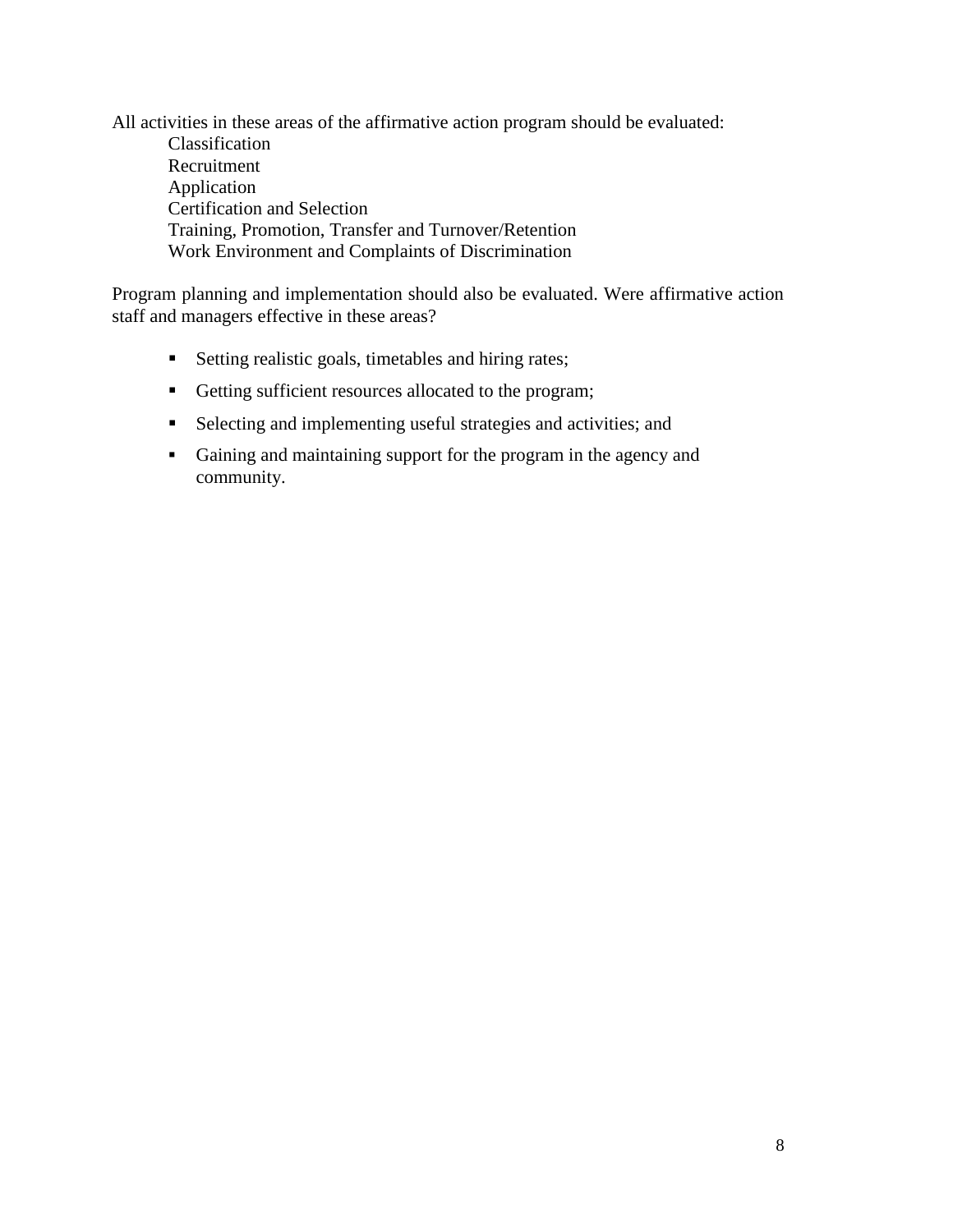All activities in these areas of the affirmative action program should be evaluated:

Classification
Recruitment
Application
Certification and Selection
Training, Promotion, Transfer and Turnover/Retention
Work Environment and Complaints of Discrimination

Program planning and implementation should also be evaluated. Were affirmative action staff and managers effective in these areas?

- Setting realistic goals, timetables and hiring rates;
- Getting sufficient resources allocated to the program;
- Selecting and implementing useful strategies and activities; and
- Gaining and maintaining support for the program in the agency and community.